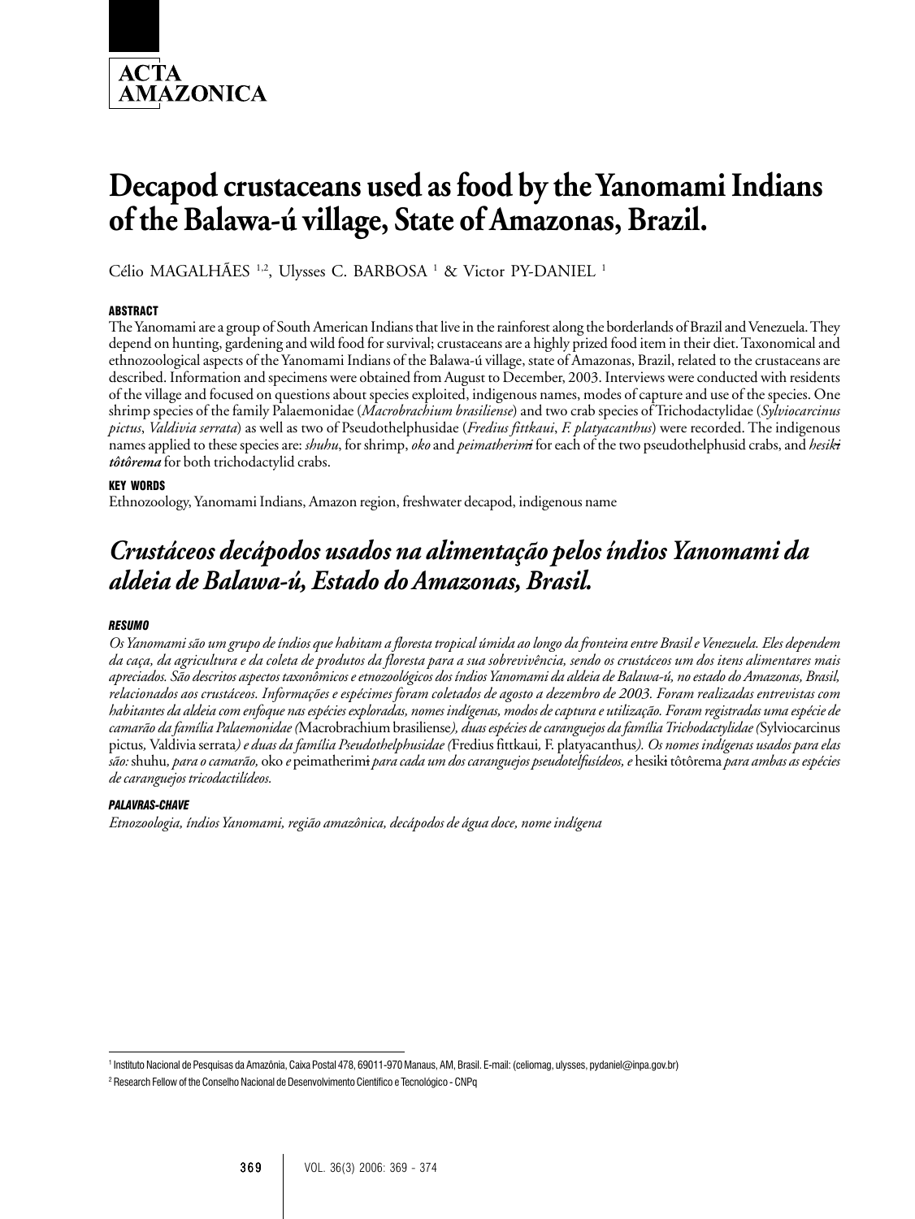# Decapod crustaceans used as food by the Yanomami Indians of the Balawa-ú village, State of Amazonas, Brazil.

Célio MAGALHÃES [1,2], Ulysses C. BARBOSA [1] & Victor PY-DANIEL [1]

## ABSTRACT

The Yanomami are a group of South American Indians that live in the rainforest along the borderlands of Brazil and Venezuela. They depend on hunting, gardening and wild food for survival; crustaceans are a highly prized food item in their diet. Taxonomical and ethnozoological aspects of the Yanomami Indians of the Balawa-ú village, state of Amazonas, Brazil, related to the crustaceans are described. Information and specimens were obtained from August to December, 2003. Interviews were conducted with residents of the village and focused on questions about species exploited, indigenous names, modes of capture and use of the species. One shrimp species of the family Palaemonidae (*Macrobrachium brasiliense*) and two crab species of Trichodactylidae (*Sylviocarcinus pictus*, *Valdivia serrata*) as well as two of Pseudothelphusidae (*Fredius fittkaui*, *F. platyacanthus*) were recorded. The indigenous names applied to these species are: *shuhu*, for shrimp, *oko* and *peimatherimɨ* for each of the two pseudothelphusid crabs, and ***hesikɨ tôtôrema*** for both trichodactylid crabs.

## KEY WORDS

Ethnozoology, Yanomami Indians, Amazon region, freshwater decapod, indigenous name

# *Crustáceos decápodos usados na alimentação pelos índios Yanomami da aldeia de Balawa-ú, Estado do Amazonas, Brasil.*

## *RESUMO*

*Os Yanomami são um grupo de índios que habitam a floresta tropical úmida ao longo da fronteira entre Brasil e Venezuela. Eles dependem da caça, da agricultura e da coleta de produtos da floresta para a sua sobrevivência, sendo os crustáceos um dos itens alimentares mais apreciados. São descritos aspectos taxonômicos e etnozoológicos dos índios Yanomami da aldeia de Balawa-ú, no estado do Amazonas, Brasil, relacionados aos crustáceos. Informações e espécimes foram coletados de agosto a dezembro de 2003. Foram realizadas entrevistas com habitantes da aldeia com enfoque nas espécies exploradas, nomes indígenas, modos de captura e utilização. Foram registradas uma espécie de camarão da família Palaemonidae (*Macrobrachium brasiliense*), duas espécies de caranguejos da família Trichodactylidae (*Sylviocarcinus pictus*,* Valdivia serrata*) e duas da família Pseudothelphusidae (*Fredius fittkaui*,* F. platyacanthus*). Os nomes indígenas usados para elas são:* shuhu*, para o camarão,* oko *e* peimatherimɨ *para cada um dos caranguejos pseudotelfusídeos, e* hesikɨ tôtôrema *para ambas as espécies de caranguejos tricodactilídeos.*

## *PALAVRAS-CHAVE*

*Etnozoologia, índios Yanomami, região amazônica, decápodos de água doce, nome indígena*

---

[1] Instituto Nacional de Pesquisas da Amazônia, Caixa Postal 478, 69011-970 Manaus, AM, Brasil. E-mail: (celiomag, ulysses, pydaniel@inpa.gov.br)

[2] Research Fellow of the Conselho Nacional de Desenvolvimento Científico e Tecnológico - CNPq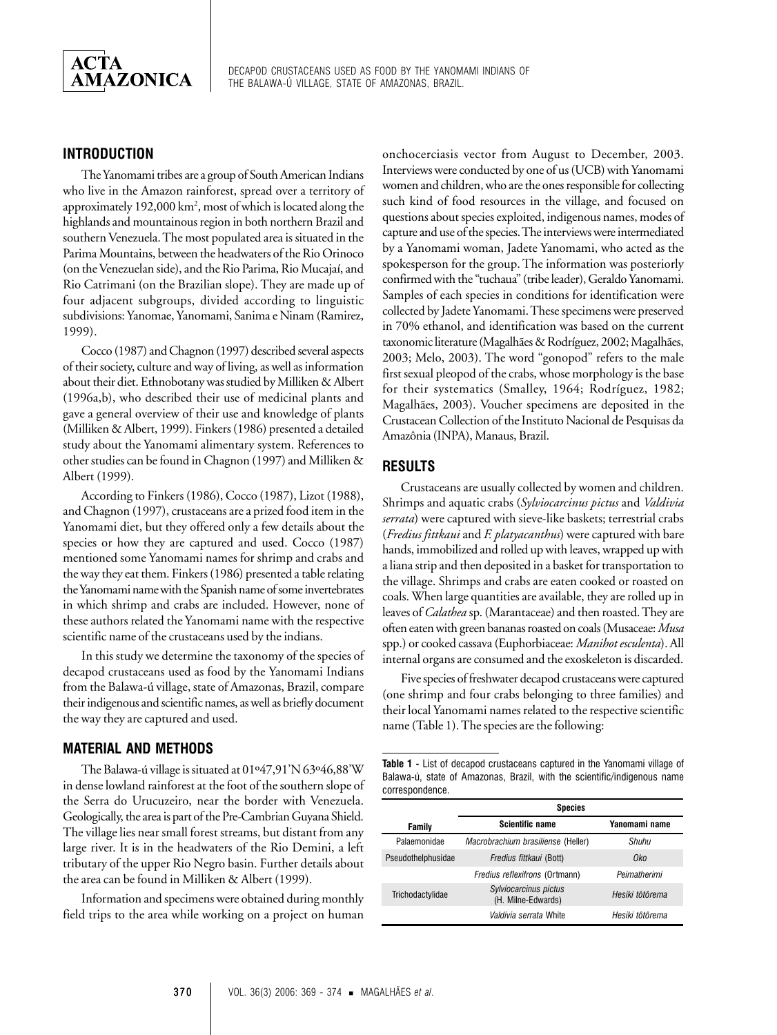## INTRODUCTION

The Yanomami tribes are a group of South American Indians who live in the Amazon rainforest, spread over a territory of approximately 192,000 km$^2$, most of which is located along the highlands and mountainous region in both northern Brazil and southern Venezuela. The most populated area is situated in the Parima Mountains, between the headwaters of the Rio Orinoco (on the Venezuelan side), and the Rio Parima, Rio Mucajaí, and Rio Catrimani (on the Brazilian slope). They are made up of four adjacent subgroups, divided according to linguistic subdivisions: Yanomae, Yanomami, Sanima e Ninam (Ramirez, 1999).

Cocco (1987) and Chagnon (1997) described several aspects of their society, culture and way of living, as well as information about their diet. Ethnobotany was studied by Milliken & Albert (1996a,b), who described their use of medicinal plants and gave a general overview of their use and knowledge of plants (Milliken & Albert, 1999). Finkers (1986) presented a detailed study about the Yanomami alimentary system. References to other studies can be found in Chagnon (1997) and Milliken & Albert (1999).

According to Finkers (1986), Cocco (1987), Lizot (1988), and Chagnon (1997), crustaceans are a prized food item in the Yanomami diet, but they offered only a few details about the species or how they are captured and used. Cocco (1987) mentioned some Yanomami names for shrimp and crabs and the way they eat them. Finkers (1986) presented a table relating the Yanomami name with the Spanish name of some invertebrates in which shrimp and crabs are included. However, none of these authors related the Yanomami name with the respective scientific name of the crustaceans used by the indians.

In this study we determine the taxonomy of the species of decapod crustaceans used as food by the Yanomami Indians from the Balawa-ú village, state of Amazonas, Brazil, compare their indigenous and scientific names, as well as briefly document the way they are captured and used.

## MATERIAL AND METHODS

The Balawa-ú village is situated at 01º47,91'N 63º46,88'W in dense lowland rainforest at the foot of the southern slope of the Serra do Urucuzeiro, near the border with Venezuela. Geologically, the area is part of the Pre-Cambrian Guyana Shield. The village lies near small forest streams, but distant from any large river. It is in the headwaters of the Rio Demini, a left tributary of the upper Rio Negro basin. Further details about the area can be found in Milliken & Albert (1999).

Information and specimens were obtained during monthly field trips to the area while working on a project on human onchocerciasis vector from August to December, 2003. Interviews were conducted by one of us (UCB) with Yanomami women and children, who are the ones responsible for collecting such kind of food resources in the village, and focused on questions about species exploited, indigenous names, modes of capture and use of the species. The interviews were intermediated by a Yanomami woman, Jadete Yanomami, who acted as the spokesperson for the group. The information was posteriorly confirmed with the "tuchaua" (tribe leader), Geraldo Yanomami. Samples of each species in conditions for identification were collected by Jadete Yanomami. These specimens were preserved in 70% ethanol, and identification was based on the current taxonomic literature (Magalhães & Rodríguez, 2002; Magalhães, 2003; Melo, 2003). The word "gonopod" refers to the male first sexual pleopod of the crabs, whose morphology is the base for their systematics (Smalley, 1964; Rodríguez, 1982; Magalhães, 2003). Voucher specimens are deposited in the Crustacean Collection of the Instituto Nacional de Pesquisas da Amazônia (INPA), Manaus, Brazil.

## RESULTS

Crustaceans are usually collected by women and children. Shrimps and aquatic crabs (*Sylviocarcinus pictus* and *Valdivia serrata*) were captured with sieve-like baskets; terrestrial crabs (*Fredius fittkaui* and *F. platyacanthus*) were captured with bare hands, immobilized and rolled up with leaves, wrapped up with a liana strip and then deposited in a basket for transportation to the village. Shrimps and crabs are eaten cooked or roasted on coals. When large quantities are available, they are rolled up in leaves of *Calathea* sp. (Marantaceae) and then roasted. They are often eaten with green bananas roasted on coals (Musaceae: *Musa* spp.) or cooked cassava (Euphorbiaceae: *Manihot esculenta*). All internal organs are consumed and the exoskeleton is discarded.

Five species of freshwater decapod crustaceans were captured (one shrimp and four crabs belonging to three families) and their local Yanomami names related to the respective scientific name (Table 1). The species are the following:

**Table 1 -** List of decapod crustaceans captured in the Yanomami village of Balawa-ú, state of Amazonas, Brazil, with the scientific/indigenous name correspondence.

| Family | Species | |
|---|---|---|
| | Scientific name | Yanomami name |
| Palaemonidae | *Macrobrachium brasiliense* (Heller) | *Shuhu* |
| Pseudothelphusidae | *Fredius fittkaui* (Bott) | *Oko* |
| | *Fredius reflexifrons* (Ortmann) | *Peimatherimi* |
| Trichodactylidae | *Sylviocarcinus pictus* (H. Milne-Edwards) | *Hesiki tötörema* |
| | *Valdivia serrata* White | *Hesiki tötörema* |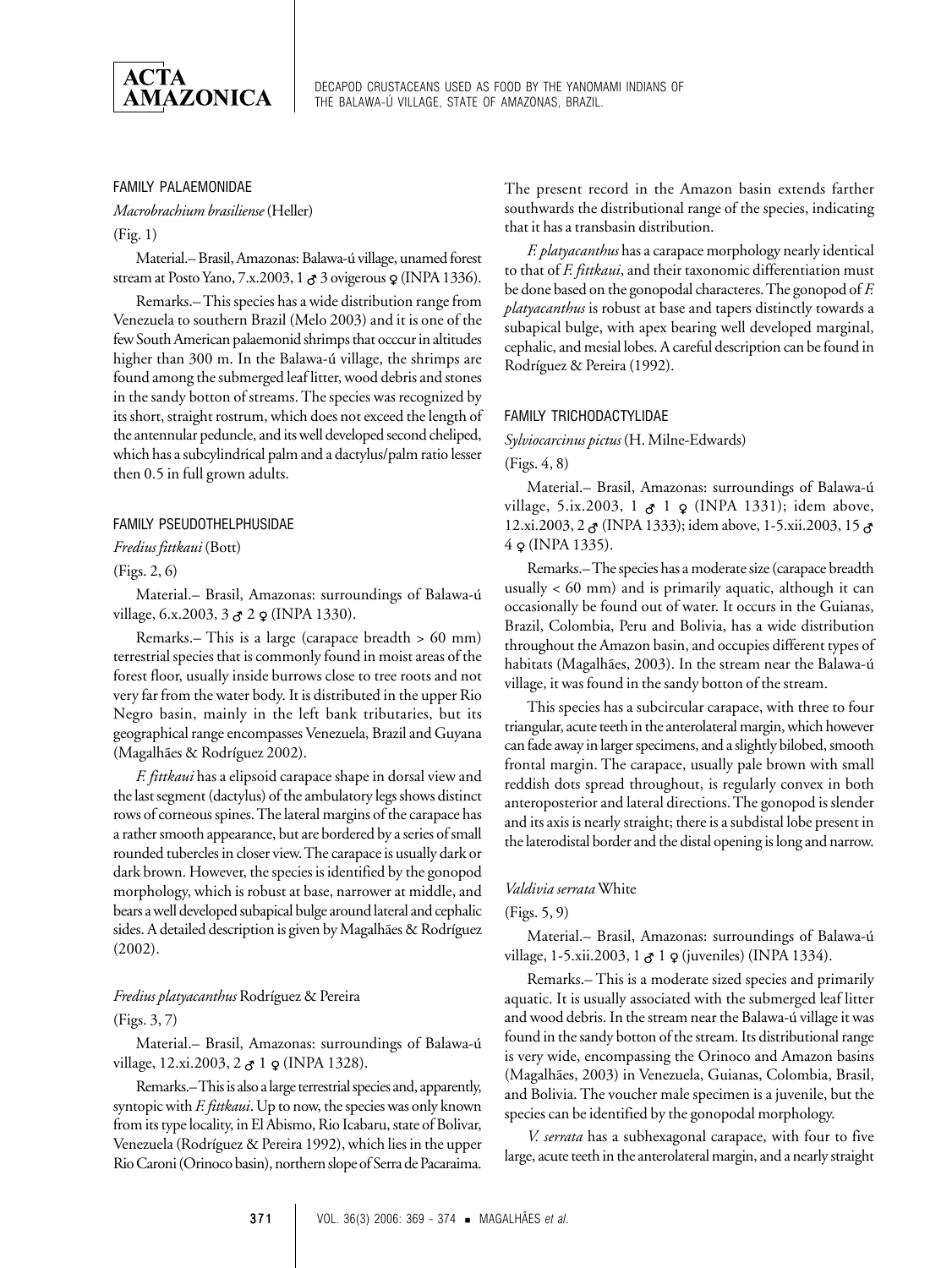FAMILY PALAEMONIDAE

*Macrobrachium brasiliense* (Heller)

(Fig. 1)

Material.– Brasil, Amazonas: Balawa-ú village, unamed forest stream at Posto Yano, 7.x.2003, 1 ♂ 3 ovigerous ♀ (INPA 1336).

Remarks.– This species has a wide distribution range from Venezuela to southern Brazil (Melo 2003) and it is one of the few South American palaemonid shrimps that occcur in altitudes higher than 300 m. In the Balawa-ú village, the shrimps are found among the submerged leaf litter, wood debris and stones in the sandy botton of streams. The species was recognized by its short, straight rostrum, which does not exceed the length of the antennular peduncle, and its well developed second cheliped, which has a subcylindrical palm and a dactylus/palm ratio lesser then 0.5 in full grown adults.

FAMILY PSEUDOTHELPHUSIDAE

*Fredius fittkaui* (Bott)

(Figs. 2, 6)

Material.– Brasil, Amazonas: surroundings of Balawa-ú village, 6.x.2003, 3 ♂ 2 ♀ (INPA 1330).

Remarks.– This is a large (carapace breadth > 60 mm) terrestrial species that is commonly found in moist areas of the forest floor, usually inside burrows close to tree roots and not very far from the water body. It is distributed in the upper Rio Negro basin, mainly in the left bank tributaries, but its geographical range encompasses Venezuela, Brazil and Guyana (Magalhães & Rodríguez 2002).

*F. fittkaui* has a elipsoid carapace shape in dorsal view and the last segment (dactylus) of the ambulatory legs shows distinct rows of corneous spines. The lateral margins of the carapace has a rather smooth appearance, but are bordered by a series of small rounded tubercles in closer view. The carapace is usually dark or dark brown. However, the species is identified by the gonopod morphology, which is robust at base, narrower at middle, and bears a well developed subapical bulge around lateral and cephalic sides. A detailed description is given by Magalhães & Rodríguez (2002).

*Fredius platyacanthus* Rodríguez & Pereira

(Figs. 3, 7)

Material.– Brasil, Amazonas: surroundings of Balawa-ú village, 12.xi.2003, 2 ♂ 1 ♀ (INPA 1328).

Remarks.– This is also a large terrestrial species and, apparently, syntopic with *F. fittkaui*. Up to now, the species was only known from its type locality, in El Abismo, Rio Icabaru, state of Bolivar, Venezuela (Rodríguez & Pereira 1992), which lies in the upper Rio Caroni (Orinoco basin), northern slope of Serra de Pacaraima. The present record in the Amazon basin extends farther southwards the distributional range of the species, indicating that it has a transbasin distribution.

*F. platyacanthus* has a carapace morphology nearly identical to that of *F. fittkaui*, and their taxonomic differentiation must be done based on the gonopodal characteres. The gonopod of *F. platyacanthus* is robust at base and tapers distinctly towards a subapical bulge, with apex bearing well developed marginal, cephalic, and mesial lobes. A careful description can be found in Rodríguez & Pereira (1992).

FAMILY TRICHODACTYLIDAE

*Sylviocarcinus pictus* (H. Milne-Edwards)

(Figs. 4, 8)

Material.– Brasil, Amazonas: surroundings of Balawa-ú village, 5.ix.2003, 1 ♂ 1 ♀ (INPA 1331); idem above, 12.xi.2003, 2 ♂ (INPA 1333); idem above, 1-5.xii.2003, 15 ♂ 4 ♀ (INPA 1335).

Remarks.– The species has a moderate size (carapace breadth usually < 60 mm) and is primarily aquatic, although it can occasionally be found out of water. It occurs in the Guianas, Brazil, Colombia, Peru and Bolivia, has a wide distribution throughout the Amazon basin, and occupies different types of habitats (Magalhães, 2003). In the stream near the Balawa-ú village, it was found in the sandy botton of the stream.

This species has a subcircular carapace, with three to four triangular, acute teeth in the anterolateral margin, which however can fade away in larger specimens, and a slightly bilobed, smooth frontal margin. The carapace, usually pale brown with small reddish dots spread throughout, is regularly convex in both anteroposterior and lateral directions. The gonopod is slender and its axis is nearly straight; there is a subdistal lobe present in the laterodistal border and the distal opening is long and narrow.

*Valdivia serrata* White

(Figs. 5, 9)

Material.– Brasil, Amazonas: surroundings of Balawa-ú village, 1-5.xii.2003, 1 ♂ 1 ♀ (juveniles) (INPA 1334).

Remarks.– This is a moderate sized species and primarily aquatic. It is usually associated with the submerged leaf litter and wood debris. In the stream near the Balawa-ú village it was found in the sandy botton of the stream. Its distributional range is very wide, encompassing the Orinoco and Amazon basins (Magalhães, 2003) in Venezuela, Guianas, Colombia, Brasil, and Bolivia. The voucher male specimen is a juvenile, but the species can be identified by the gonopodal morphology.

*V. serrata* has a subhexagonal carapace, with four to five large, acute teeth in the anterolateral margin, and a nearly straight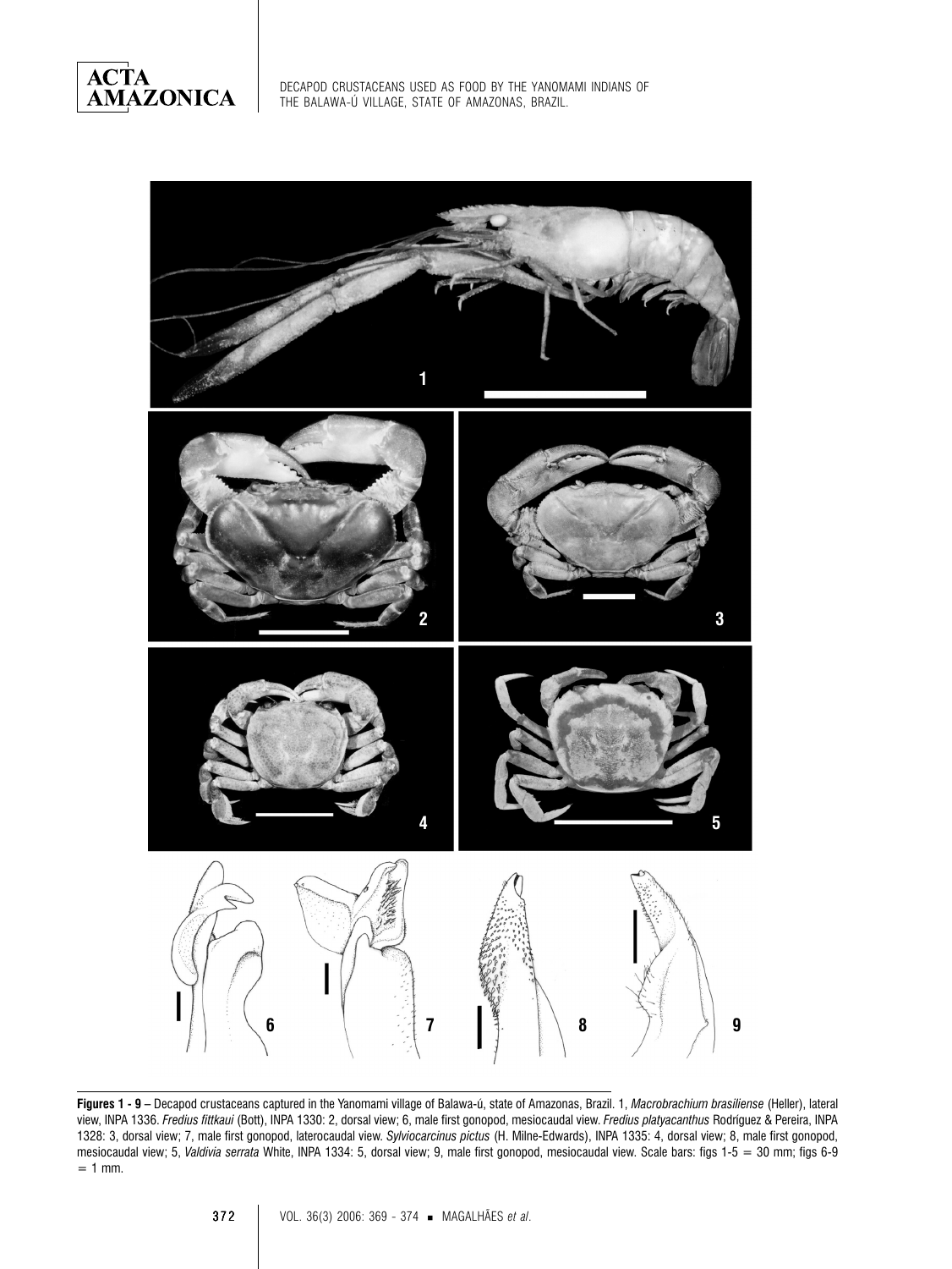**Figures 1 - 9** – Decapod crustaceans captured in the Yanomami village of Balawa-ú, state of Amazonas, Brazil. 1, *Macrobrachium brasiliense* (Heller), lateral view, INPA 1336. *Fredius fittkaui* (Bott), INPA 1330: 2, dorsal view; 6, male first gonopod, mesiocaudal view. *Fredius platyacanthus* Rodríguez & Pereira, INPA 1328: 3, dorsal view; 7, male first gonopod, laterocaudal view. *Sylviocarcinus pictus* (H. Milne-Edwards), INPA 1335: 4, dorsal view; 8, male first gonopod, mesiocaudal view; 5, *Valdivia serrata* White, INPA 1334: 5, dorsal view; 9, male first gonopod, mesiocaudal view. Scale bars: figs 1-5 = 30 mm; figs 6-9 = 1 mm.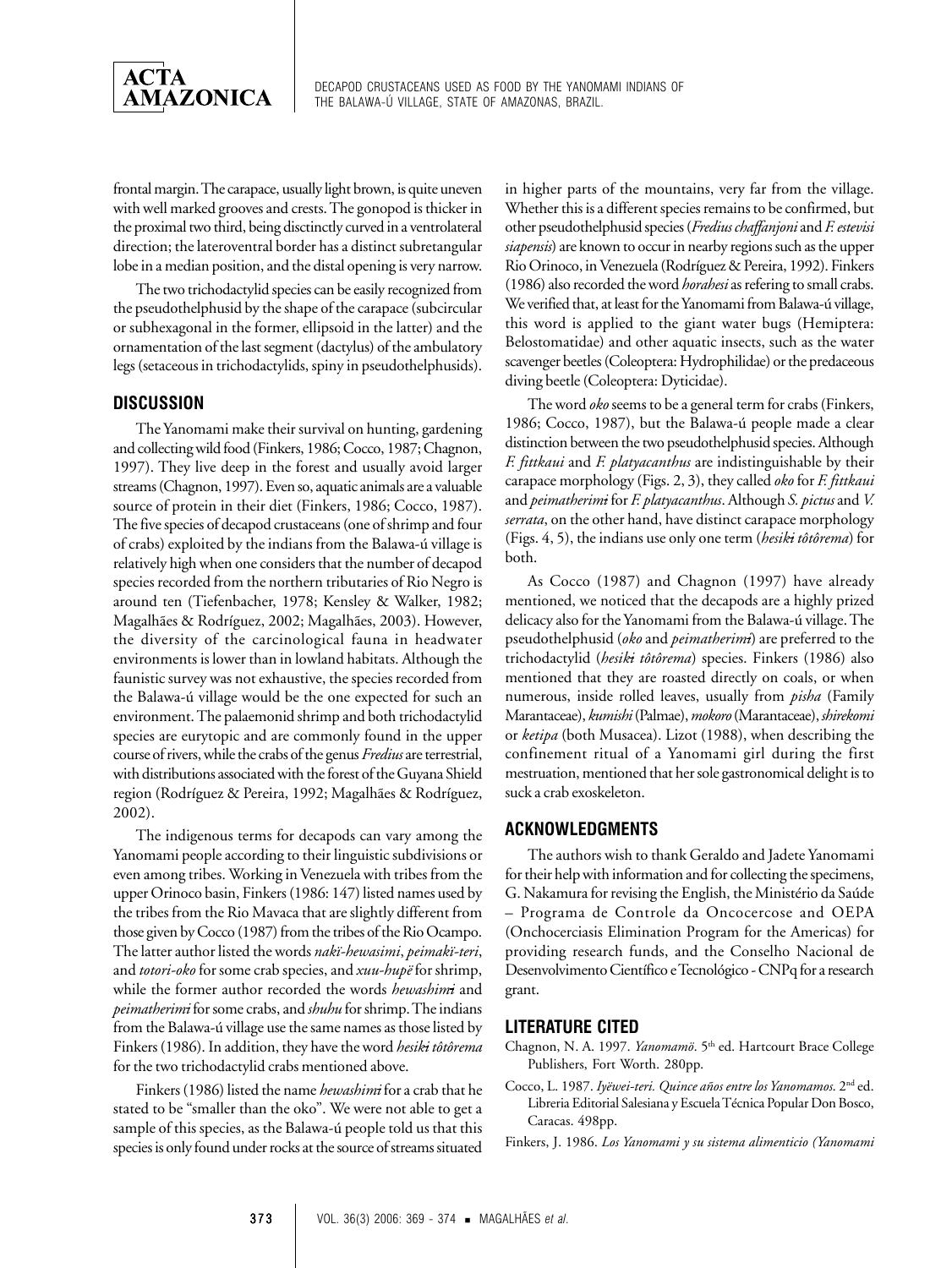frontal margin. The carapace, usually light brown, is quite uneven with well marked grooves and crests. The gonopod is thicker in the proximal two third, being disctinctly curved in a ventrolateral direction; the lateroventral border has a distinct subretangular lobe in a median position, and the distal opening is very narrow.

The two trichodactylid species can be easily recognized from the pseudothelphusid by the shape of the carapace (subcircular or subhexagonal in the former, ellipsoid in the latter) and the ornamentation of the last segment (dactylus) of the ambulatory legs (setaceous in trichodactylids, spiny in pseudothelphusids).

## DISCUSSION

The Yanomami make their survival on hunting, gardening and collecting wild food (Finkers, 1986; Cocco, 1987; Chagnon, 1997). They live deep in the forest and usually avoid larger streams (Chagnon, 1997). Even so, aquatic animals are a valuable source of protein in their diet (Finkers, 1986; Cocco, 1987). The five species of decapod crustaceans (one of shrimp and four of crabs) exploited by the indians from the Balawa-ú village is relatively high when one considers that the number of decapod species recorded from the northern tributaries of Rio Negro is around ten (Tiefenbacher, 1978; Kensley & Walker, 1982; Magalhães & Rodríguez, 2002; Magalhães, 2003). However, the diversity of the carcinological fauna in headwater environments is lower than in lowland habitats. Although the faunistic survey was not exhaustive, the species recorded from the Balawa-ú village would be the one expected for such an environment. The palaemonid shrimp and both trichodactylid species are eurytopic and are commonly found in the upper course of rivers, while the crabs of the genus *Fredius* are terrestrial, with distributions associated with the forest of the Guyana Shield region (Rodríguez & Pereira, 1992; Magalhães & Rodríguez, 2002).

The indigenous terms for decapods can vary among the Yanomami people according to their linguistic subdivisions or even among tribes. Working in Venezuela with tribes from the upper Orinoco basin, Finkers (1986: 147) listed names used by the tribes from the Rio Mavaca that are slightly different from those given by Cocco (1987) from the tribes of the Rio Ocampo. The latter author listed the words *nakï-hewasimi*, *peimakï-teri*, and *totori-oko* for some crab species, and *xuu-hupë* for shrimp, while the former author recorded the words *hewashimɨ* and *peimatherimɨ* for some crabs, and *shuhu* for shrimp. The indians from the Balawa-ú village use the same names as those listed by Finkers (1986). In addition, they have the word *hesikɨ tôtôrema* for the two trichodactylid crabs mentioned above.

Finkers (1986) listed the name *hewashimɨ* for a crab that he stated to be "smaller than the oko". We were not able to get a sample of this species, as the Balawa-ú people told us that this species is only found under rocks at the source of streams situated in higher parts of the mountains, very far from the village. Whether this is a different species remains to be confirmed, but other pseudothelphusid species (*Fredius chaffanjoni* and *F. estevisi siapensis*) are known to occur in nearby regions such as the upper Rio Orinoco, in Venezuela (Rodríguez & Pereira, 1992). Finkers (1986) also recorded the word *horahesi* as refering to small crabs. We verified that, at least for the Yanomami from Balawa-ú village, this word is applied to the giant water bugs (Hemiptera: Belostomatidae) and other aquatic insects, such as the water scavenger beetles (Coleoptera: Hydrophilidae) or the predaceous diving beetle (Coleoptera: Dyticidae).

The word *oko* seems to be a general term for crabs (Finkers, 1986; Cocco, 1987), but the Balawa-ú people made a clear distinction between the two pseudothelphusid species. Although *F. fittkaui* and *F. platyacanthus* are indistinguishable by their carapace morphology (Figs. 2, 3), they called *oko* for *F. fittkaui* and *peimatherimɨ* for *F. platyacanthus*. Although *S. pictus* and *V. serrata*, on the other hand, have distinct carapace morphology (Figs. 4, 5), the indians use only one term (*hesikɨ tôtôrema*) for both.

As Cocco (1987) and Chagnon (1997) have already mentioned, we noticed that the decapods are a highly prized delicacy also for the Yanomami from the Balawa-ú village. The pseudothelphusid (*oko* and *peimatherimɨ*) are preferred to the trichodactylid (*hesikɨ tôtôrema*) species. Finkers (1986) also mentioned that they are roasted directly on coals, or when numerous, inside rolled leaves, usually from *pisha* (Family Marantaceae), *kumishi* (Palmae), *mokoro* (Marantaceae), *shirekomi* or *ketipa* (both Musacea). Lizot (1988), when describing the confinement ritual of a Yanomami girl during the first mestruation, mentioned that her sole gastronomical delight is to suck a crab exoskeleton.

## ACKNOWLEDGMENTS

The authors wish to thank Geraldo and Jadete Yanomami for their help with information and for collecting the specimens, G. Nakamura for revising the English, the Ministério da Saúde – Programa de Controle da Oncocercose and OEPA (Onchocerciasis Elimination Program for the Americas) for providing research funds, and the Conselho Nacional de Desenvolvimento Científico e Tecnológico - CNPq for a research grant.

## LITERATURE CITED

Chagnon, N. A. 1997. *Yanomamö*. 5th ed. Hartcourt Brace College Publishers, Fort Worth. 280pp.

Cocco, L. 1987. *Iyëwei-teri. Quince años entre los Yanomamos*. 2nd ed. Libreria Editorial Salesiana y Escuela Técnica Popular Don Bosco, Caracas. 498pp.

Finkers, J. 1986. *Los Yanomami y su sistema alimenticio (Yanomami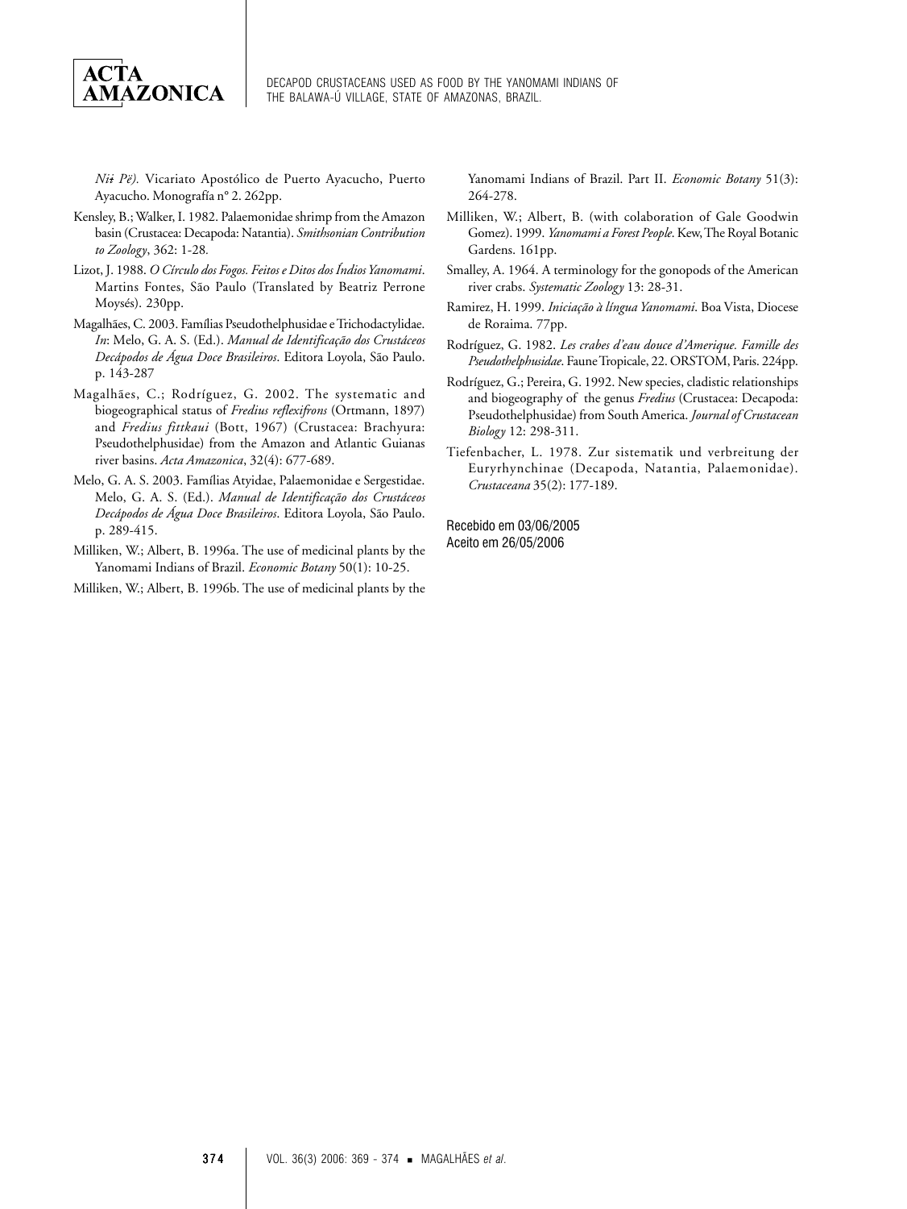*Nɨ Pë).* Vicariato Apostólico de Puerto Ayacucho, Puerto Ayacucho. Monografía nº 2. 262pp.

Kensley, B.; Walker, I. 1982. Palaemonidae shrimp from the Amazon basin (Crustacea: Decapoda: Natantia). *Smithsonian Contribution to Zoology*, 362: 1-28.

Lizot, J. 1988. *O Círculo dos Fogos. Feitos e Ditos dos Índios Yanomami*. Martins Fontes, São Paulo (Translated by Beatriz Perrone Moysés). 230pp.

Magalhães, C. 2003. Famílias Pseudothelphusidae e Trichodactylidae. *In*: Melo, G. A. S. (Ed.). *Manual de Identificação dos Crustáceos Decápodos de Água Doce Brasileiros*. Editora Loyola, São Paulo. p. 143-287

Magalhães, C.; Rodríguez, G. 2002. The systematic and biogeographical status of *Fredius reflexifrons* (Ortmann, 1897) and *Fredius fittkaui* (Bott, 1967) (Crustacea: Brachyura: Pseudothelphusidae) from the Amazon and Atlantic Guianas river basins. *Acta Amazonica*, 32(4): 677-689.

Melo, G. A. S. 2003. Famílias Atyidae, Palaemonidae e Sergestidae. Melo, G. A. S. (Ed.). *Manual de Identificação dos Crustáceos Decápodos de Água Doce Brasileiros*. Editora Loyola, São Paulo. p. 289-415.

Milliken, W.; Albert, B. 1996a. The use of medicinal plants by the Yanomami Indians of Brazil. *Economic Botany* 50(1): 10-25.

Milliken, W.; Albert, B. 1996b. The use of medicinal plants by the Yanomami Indians of Brazil. Part II. *Economic Botany* 51(3): 264-278.

Milliken, W.; Albert, B. (with colaboration of Gale Goodwin Gomez). 1999. *Yanomami a Forest People*. Kew, The Royal Botanic Gardens. 161pp.

Smalley, A. 1964. A terminology for the gonopods of the American river crabs. *Systematic Zoology* 13: 28-31.

Ramirez, H. 1999. *Iniciação à língua Yanomami*. Boa Vista, Diocese de Roraima. 77pp.

Rodríguez, G. 1982. *Les crabes d'eau douce d'Amerique. Famille des Pseudothelphusidae*. Faune Tropicale, 22. ORSTOM, Paris. 224pp.

Rodríguez, G.; Pereira, G. 1992. New species, cladistic relationships and biogeography of the genus *Fredius* (Crustacea: Decapoda: Pseudothelphusidae) from South America. *Journal of Crustacean Biology* 12: 298-311.

Tiefenbacher, L. 1978. Zur sistematik und verbreitung der Euryrhynchinae (Decapoda, Natantia, Palaemonidae). *Crustaceana* 35(2): 177-189.

Recebido em 03/06/2005
Aceito em 26/05/2006